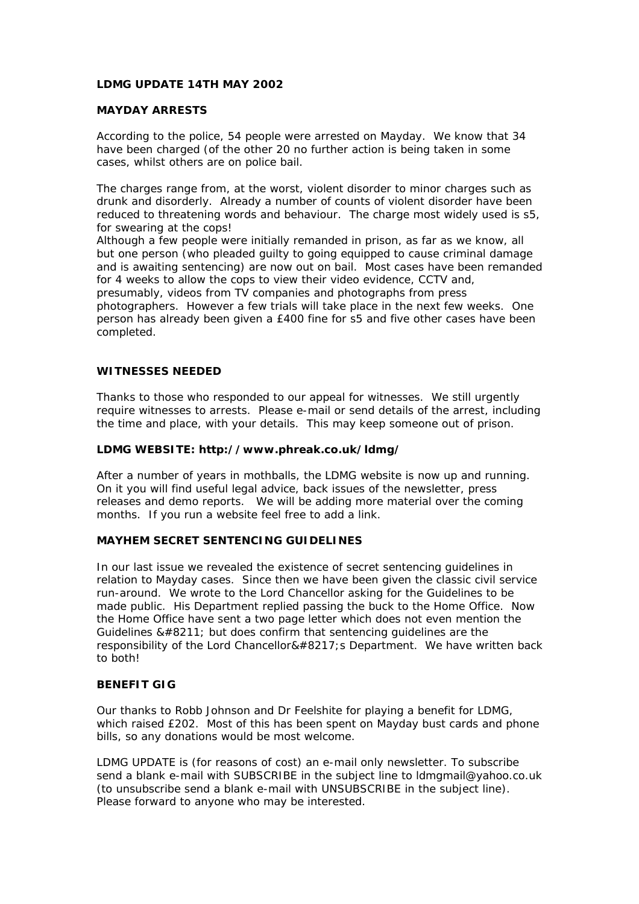**LDMG UPDATE 14TH MAY 2002**

**MAYDAY ARRESTS**

According to the police, 54 people were arrested on Mayday. We know that 34 have been charged (of the other 20 no further action is being taken in some cases, whilst others are on police bail.

The charges range from, at the worst, violent disorder to minor charges such as drunk and disorderly. Already a number of counts of violent disorder have been reduced to threatening words and behaviour. The charge most widely used is s5, for swearing at the cops!

Although a few people were initially remanded in prison, as far as we know, all but one person (who pleaded guilty to going equipped to cause criminal damage and is awaiting sentencing) are now out on bail. Most cases have been remanded for 4 weeks to allow the cops to view their video evidence, CCTV and, presumably, videos from TV companies and photographs from press photographers. However a few trials will take place in the next few weeks. One person has already been given a £400 fine for s5 and five other cases have been completed.

**WITNESSES NEEDED**

Thanks to those who responded to our appeal for witnesses. We still urgently require witnesses to arrests. Please e-mail or send details of the arrest, including the time and place, with your details. This may keep someone out of prison.

**LDMG WEBSITE: http://www.phreak.co.uk/ldmg/**

After a number of years in mothballs, the LDMG website is now up and running. On it you will find useful legal advice, back issues of the newsletter, press releases and demo reports. We will be adding more material over the coming months. If you run a website feel free to add a link.

**MAYHEM SECRET SENTENCING GUIDELINES**

In our last issue we revealed the existence of secret sentencing guidelines in relation to Mayday cases. Since then we have been given the classic civil service run-around. We wrote to the Lord Chancellor asking for the Guidelines to be made public. His Department replied passing the buck to the Home Office. Now the Home Office have sent a two page letter which does not even mention the Guidelines &#8211; but does confirm that sentencing guidelines are the responsibility of the Lord Chancellor&#8217;s Department. We have written back to both!

**BENEFIT GIG**

Our thanks to Robb Johnson and Dr Feelshite for playing a benefit for LDMG, which raised £202. Most of this has been spent on Mayday bust cards and phone bills, so any donations would be most welcome.

LDMG UPDATE is (for reasons of cost) an e-mail only newsletter. To subscribe send a blank e-mail with SUBSCRIBE in the subject line to ldmgmail@yahoo.co.uk (to unsubscribe send a blank e-mail with UNSUBSCRIBE in the subject line). Please forward to anyone who may be interested.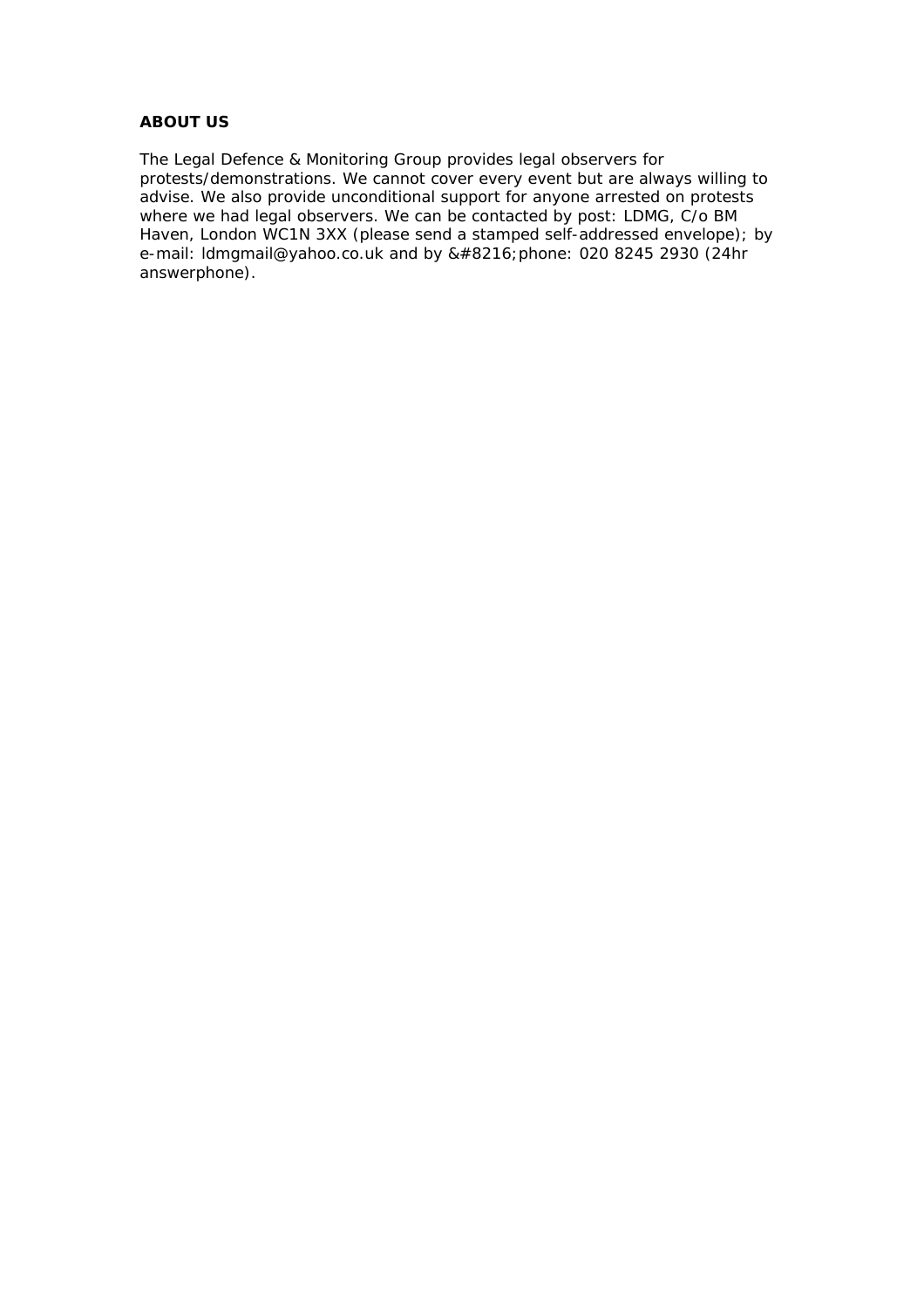**ABOUT US**

The Legal Defence & Monitoring Group provides legal observers for protests/demonstrations. We cannot cover every event but are always willing to advise. We also provide unconditional support for anyone arrested on protests where we had legal observers. We can be contacted by post: LDMG, C/o BM Haven, London WC1N 3XX (please send a stamped self-addressed envelope); by e-mail: ldmgmail@yahoo.co.uk and by &#8216;phone: 020 8245 2930 (24hr answerphone).